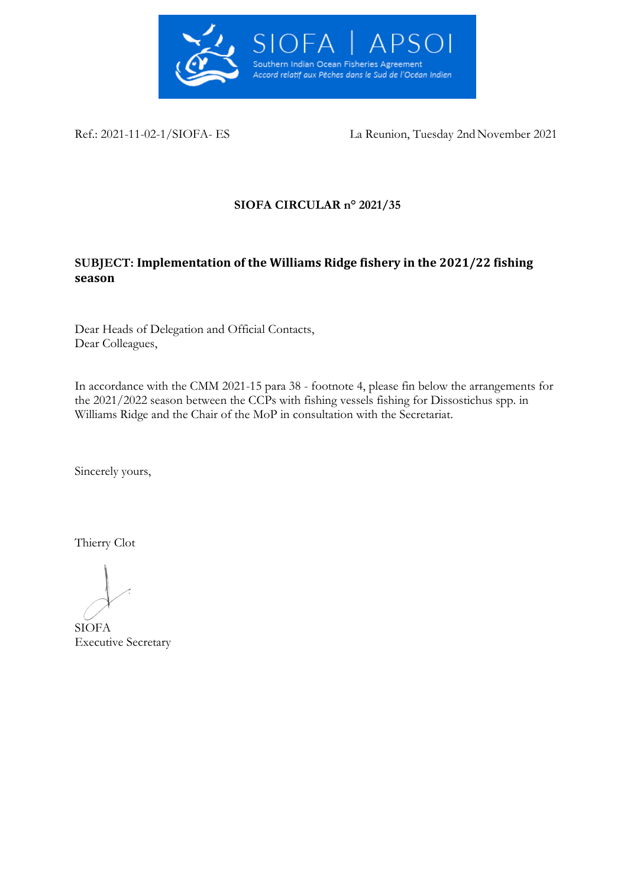SIOFA | APSOI
Southern Indian Ocean Fisheries Agreement
*Accord relatif aux Pêches dans le Sud de l'Océan Indien*

Ref.: 2021-11-02-1/SIOFA- ES La Reunion, Tuesday 2nd November 2021

**SIOFA CIRCULAR n° 2021/35**

**SUBJECT: Implementation of the Williams Ridge fishery in the 2021/22 fishing season**

Dear Heads of Delegation and Official Contacts,
Dear Colleagues,

In accordance with the CMM 2021-15 para 38 - footnote 4, please fin below the arrangements for the 2021/2022 season between the CCPs with fishing vessels fishing for Dissostichus spp. in Williams Ridge and the Chair of the MoP in consultation with the Secretariat.

Sincerely yours,

Thierry Clot

SIOFA
Executive Secretary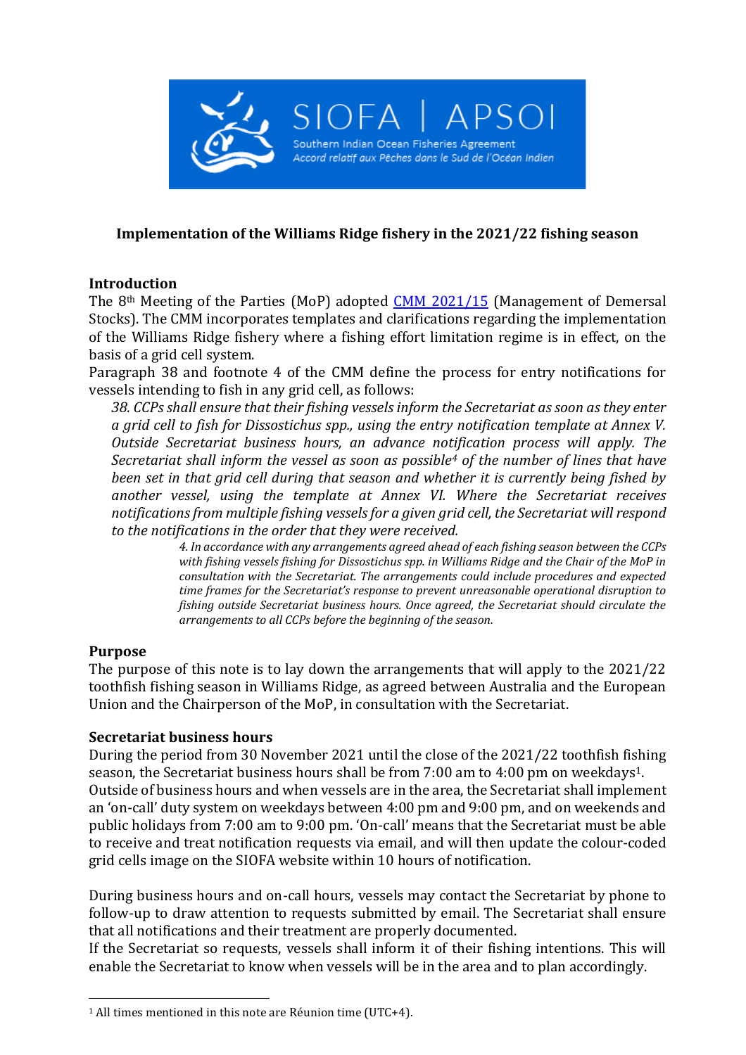SIOFA | APSOI
Southern Indian Ocean Fisheries Agreement
Accord relatif aux Pêches dans le Sud de l'Océan Indien

**Implementation of the Williams Ridge fishery in the 2021/22 fishing season**

## Introduction

The 8th Meeting of the Parties (MoP) adopted CMM 2021/15 (Management of Demersal Stocks). The CMM incorporates templates and clarifications regarding the implementation of the Williams Ridge fishery where a fishing effort limitation regime is in effect, on the basis of a grid cell system.

Paragraph 38 and footnote 4 of the CMM define the process for entry notifications for vessels intending to fish in any grid cell, as follows:

> *38. CCPs shall ensure that their fishing vessels inform the Secretariat as soon as they enter a grid cell to fish for Dissostichus spp., using the entry notification template at Annex V. Outside Secretariat business hours, an advance notification process will apply. The Secretariat shall inform the vessel as soon as possible[4] of the number of lines that have been set in that grid cell during that season and whether it is currently being fished by another vessel, using the template at Annex VI. Where the Secretariat receives notifications from multiple fishing vessels for a given grid cell, the Secretariat will respond to the notifications in the order that they were received.*
>
> *4. In accordance with any arrangements agreed ahead of each fishing season between the CCPs with fishing vessels fishing for Dissostichus spp. in Williams Ridge and the Chair of the MoP in consultation with the Secretariat. The arrangements could include procedures and expected time frames for the Secretariat's response to prevent unreasonable operational disruption to fishing outside Secretariat business hours. Once agreed, the Secretariat should circulate the arrangements to all CCPs before the beginning of the season.*

## Purpose

The purpose of this note is to lay down the arrangements that will apply to the 2021/22 toothfish fishing season in Williams Ridge, as agreed between Australia and the European Union and the Chairperson of the MoP, in consultation with the Secretariat.

## Secretariat business hours

During the period from 30 November 2021 until the close of the 2021/22 toothfish fishing season, the Secretariat business hours shall be from 7:00 am to 4:00 pm on weekdays[1].

Outside of business hours and when vessels are in the area, the Secretariat shall implement an 'on-call' duty system on weekdays between 4:00 pm and 9:00 pm, and on weekends and public holidays from 7:00 am to 9:00 pm. 'On-call' means that the Secretariat must be able to receive and treat notification requests via email, and will then update the colour-coded grid cells image on the SIOFA website within 10 hours of notification.

During business hours and on-call hours, vessels may contact the Secretariat by phone to follow-up to draw attention to requests submitted by email. The Secretariat shall ensure that all notifications and their treatment are properly documented.

If the Secretariat so requests, vessels shall inform it of their fishing intentions. This will enable the Secretariat to know when vessels will be in the area and to plan accordingly.

---

[1] All times mentioned in this note are Réunion time (UTC+4).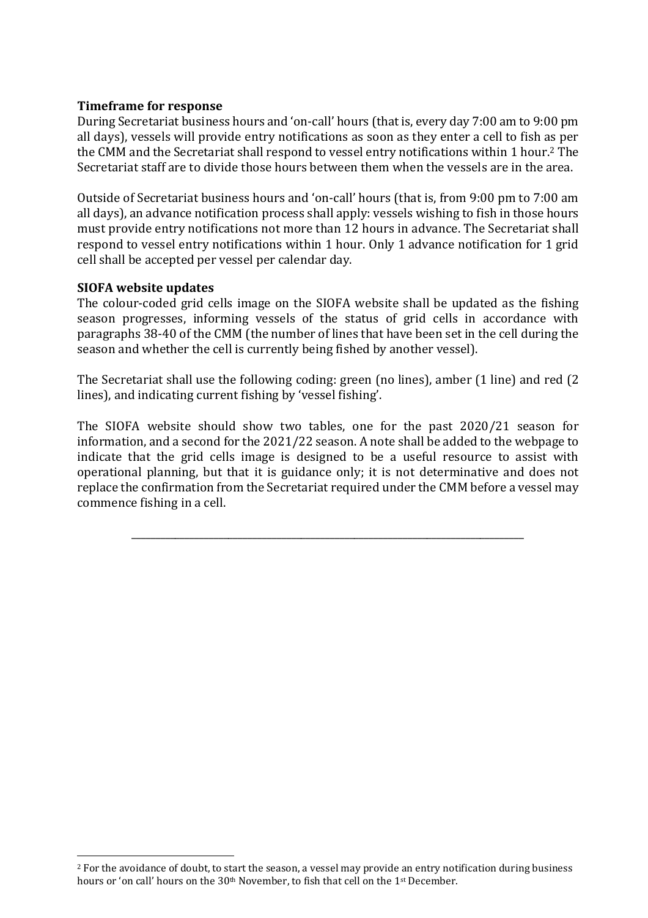**Timeframe for response**

During Secretariat business hours and 'on-call' hours (that is, every day 7:00 am to 9:00 pm all days), vessels will provide entry notifications as soon as they enter a cell to fish as per the CMM and the Secretariat shall respond to vessel entry notifications within 1 hour.[2] The Secretariat staff are to divide those hours between them when the vessels are in the area.

Outside of Secretariat business hours and 'on-call' hours (that is, from 9:00 pm to 7:00 am all days), an advance notification process shall apply: vessels wishing to fish in those hours must provide entry notifications not more than 12 hours in advance. The Secretariat shall respond to vessel entry notifications within 1 hour. Only 1 advance notification for 1 grid cell shall be accepted per vessel per calendar day.

**SIOFA website updates**

The colour-coded grid cells image on the SIOFA website shall be updated as the fishing season progresses, informing vessels of the status of grid cells in accordance with paragraphs 38-40 of the CMM (the number of lines that have been set in the cell during the season and whether the cell is currently being fished by another vessel).

The Secretariat shall use the following coding: green (no lines), amber (1 line) and red (2 lines), and indicating current fishing by 'vessel fishing'.

The SIOFA website should show two tables, one for the past 2020/21 season for information, and a second for the 2021/22 season. A note shall be added to the webpage to indicate that the grid cells image is designed to be a useful resource to assist with operational planning, but that it is guidance only; it is not determinative and does not replace the confirmation from the Secretariat required under the CMM before a vessel may commence fishing in a cell.

---

[2] For the avoidance of doubt, to start the season, a vessel may provide an entry notification during business hours or 'on call' hours on the 30th November, to fish that cell on the 1st December.